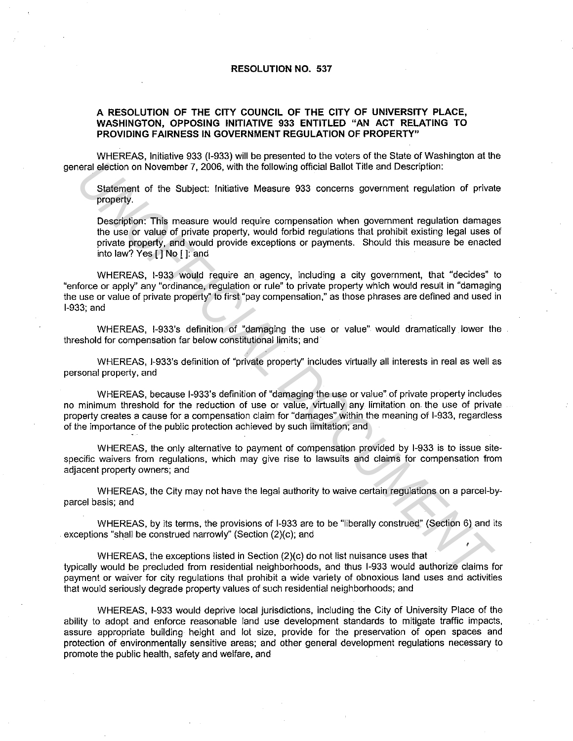# RESOLUTION NO. 537

## A RESOLUTION OF THE CITY COUNCIL OF THE CITY OF UNIVERSITY PLACE, WASHINGTON, OPPOSING INITIATIVE 933 ENTITLED "AN ACT RELATING TO PROVIDING FAIRNESS IN GOVERNMENT REGULATION OF PROPERTY"

WHEREAS, Initiative 933 (I-933) will be presented to the voters of the State of Washington at the general election on November 7, 2006, with the following official Ballot Title and Description:

> Statement of the Subject: Initiative Measure 933 concerns government regulation of private property.
>
> Description: This measure would require compensation when government regulation damages the use or value of private property, would forbid regulations that prohibit existing legal uses of private property, and would provide exceptions or payments. Should this measure be enacted into law? Yes [ ] No [ ]; and

WHEREAS, I-933 would require an agency, including a city government, that "decides" to "enforce or apply" any "ordinance, regulation or rule" to private property which would result in "damaging the use or value of private property" to first "pay compensation," as those phrases are defined and used in I-933; and

WHEREAS, I-933's definition of "damaging the use or value" would dramatically lower the threshold for compensation far below constitutional limits; and

WHEREAS, I-933's definition of "private property" includes virtually all interests in real as well as personal property, and

WHEREAS, because I-933's definition of "damaging the use or value" of private property includes no minimum threshold for the reduction of use or value, virtually any limitation on the use of private property creates a cause for a compensation claim for "damages" within the meaning of I-933, regardless of the importance of the public protection achieved by such limitation; and

WHEREAS, the only alternative to payment of compensation provided by I-933 is to issue site-specific waivers from regulations, which may give rise to lawsuits and claims for compensation from adjacent property owners; and

WHEREAS, the City may not have the legal authority to waive certain regulations on a parcel-by-parcel basis; and

WHEREAS, by its terms, the provisions of I-933 are to be "liberally construed" (Section 6) and its exceptions "shall be construed narrowly" (Section (2)(c); and

WHEREAS, the exceptions listed in Section (2)(c) do not list nuisance uses that typically would be precluded from residential neighborhoods, and thus I-933 would authorize claims for payment or waiver for city regulations that prohibit a wide variety of obnoxious land uses and activities that would seriously degrade property values of such residential neighborhoods; and

WHEREAS, I-933 would deprive local jurisdictions, including the City of University Place of the ability to adopt and enforce reasonable land use development standards to mitigate traffic impacts, assure appropriate building height and lot size, provide for the preservation of open spaces and protection of environmentally sensitive areas; and other general development regulations necessary to promote the public health, safety and welfare, and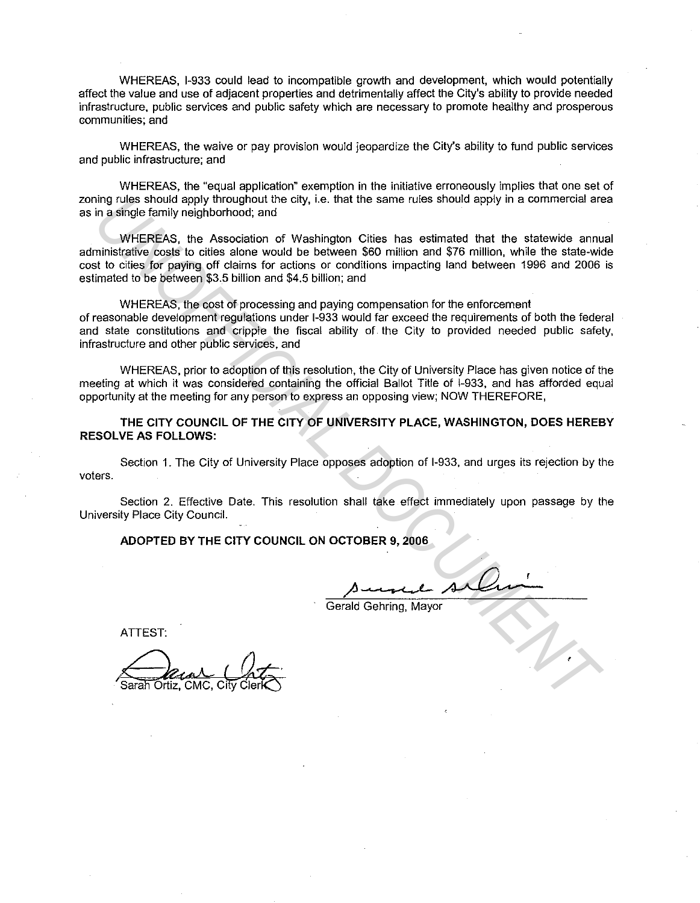WHEREAS, I-933 could lead to incompatible growth and development, which would potentially affect the value and use of adjacent properties and detrimentally affect the City's ability to provide needed infrastructure, public services and public safety which are necessary to promote healthy and prosperous communities; and

WHEREAS, the waive or pay provision would jeopardize the City's ability to fund public services and public infrastructure; and

WHEREAS, the "equal application" exemption in the initiative erroneously implies that one set of zoning rules should apply throughout the city, i.e. that the same rules should apply in a commercial area as in a single family neighborhood; and

WHEREAS, the Association of Washington Cities has estimated that the statewide annual administrative costs to cities alone would be between $60 million and $76 million, while the state-wide cost to cities for paying off claims for actions or conditions impacting land between 1996 and 2006 is estimated to be between $3.5 billion and $4.5 billion; and

WHEREAS, the cost of processing and paying compensation for the enforcement of reasonable development regulations under I-933 would far exceed the requirements of both the federal and state constitutions and cripple the fiscal ability of the City to provided needed public safety, infrastructure and other public services, and

WHEREAS, prior to adoption of this resolution, the City of University Place has given notice of the meeting at which it was considered containing the official Ballot Title of I-933, and has afforded equal opportunity at the meeting for any person to express an opposing view; NOW THEREFORE,

**THE CITY COUNCIL OF THE CITY OF UNIVERSITY PLACE, WASHINGTON, DOES HEREBY RESOLVE AS FOLLOWS:**

Section 1. The City of University Place opposes adoption of I-933, and urges its rejection by the voters.

Section 2. Effective Date. This resolution shall take effect immediately upon passage by the University Place City Council.

**ADOPTED BY THE CITY COUNCIL ON OCTOBER 9, 2006**

Gerald Gehring, Mayor

ATTEST:

Sarah Ortiz, CMC, City Clerk

UNOFFICIAL DOCUMENT